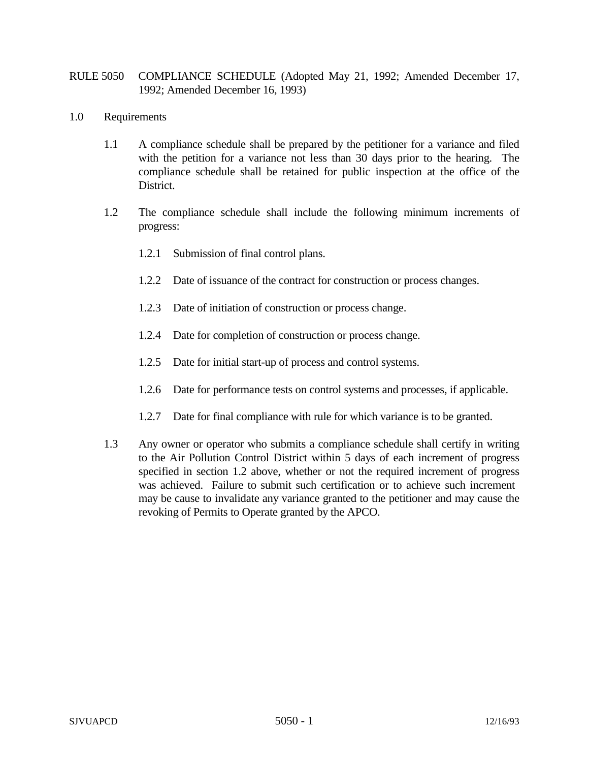# RULE 5050 COMPLIANCE SCHEDULE (Adopted May 21, 1992; Amended December 17, 1992; Amended December 16, 1993)

## 1.0 Requirements

1.1 A compliance schedule shall be prepared by the petitioner for a variance and filed with the petition for a variance not less than 30 days prior to the hearing. The compliance schedule shall be retained for public inspection at the office of the District.

1.2 The compliance schedule shall include the following minimum increments of progress:

1.2.1 Submission of final control plans.

1.2.2 Date of issuance of the contract for construction or process changes.

1.2.3 Date of initiation of construction or process change.

1.2.4 Date for completion of construction or process change.

1.2.5 Date for initial start-up of process and control systems.

1.2.6 Date for performance tests on control systems and processes, if applicable.

1.2.7 Date for final compliance with rule for which variance is to be granted.

1.3 Any owner or operator who submits a compliance schedule shall certify in writing to the Air Pollution Control District within 5 days of each increment of progress specified in section 1.2 above, whether or not the required increment of progress was achieved. Failure to submit such certification or to achieve such increment may be cause to invalidate any variance granted to the petitioner and may cause the revoking of Permits to Operate granted by the APCO.